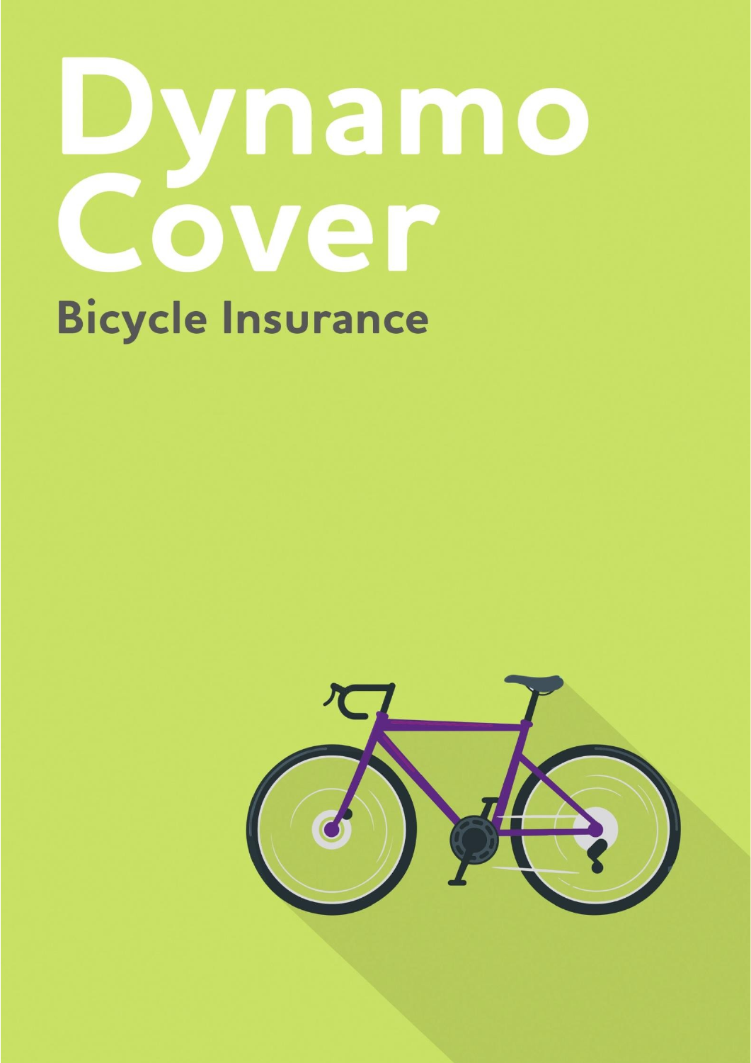# Dynamo Cover

## Bicycle Insurance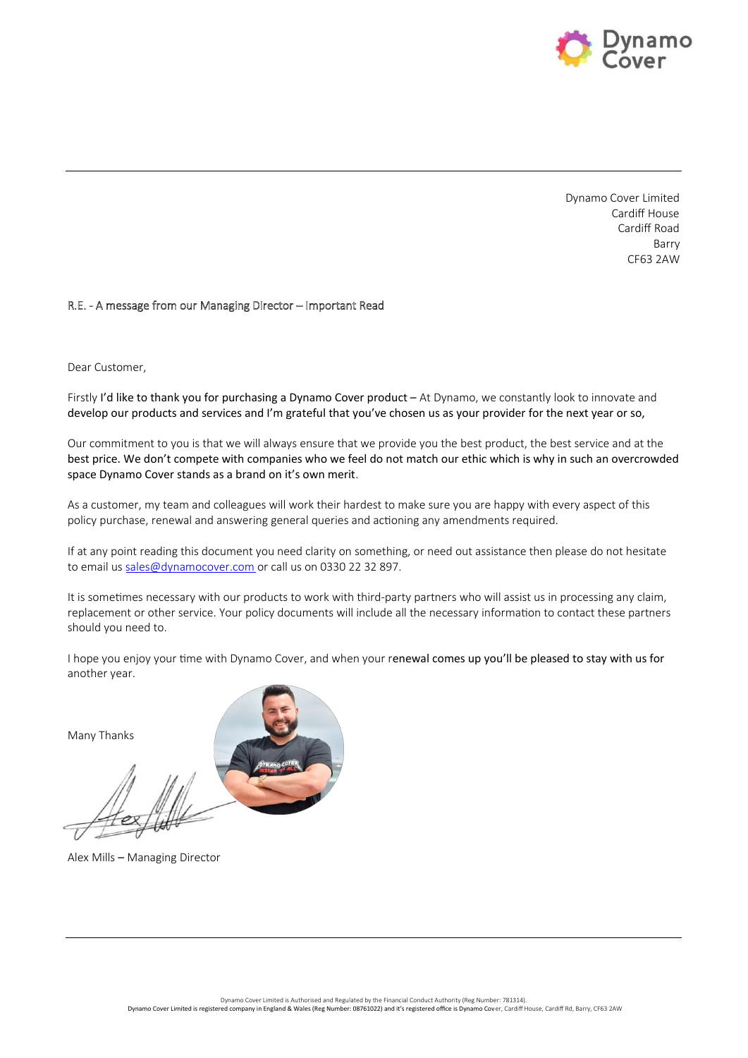Dynamo Cover Limited
Cardiff House
Cardiff Road
Barry
CF63 2AW

R.E. - A message from our Managing Director – Important Read

Dear Customer,

Firstly I'd like to thank you for purchasing a Dynamo Cover product – At Dynamo, we constantly look to innovate and develop our products and services and I'm grateful that you've chosen us as your provider for the next year or so,

Our commitment to you is that we will always ensure that we provide you the best product, the best service and at the best price. We don't compete with companies who we feel do not match our ethic which is why in such an overcrowded space Dynamo Cover stands as a brand on it's own merit.

As a customer, my team and colleagues will work their hardest to make sure you are happy with every aspect of this policy purchase, renewal and answering general queries and actioning any amendments required.

If at any point reading this document you need clarity on something, or need out assistance then please do not hesitate to email us [sales@dynamocover.com](mailto:sales@dynamocover.com) or call us on 0330 22 32 897.

It is sometimes necessary with our products to work with third-party partners who will assist us in processing any claim, replacement or other service. Your policy documents will include all the necessary information to contact these partners should you need to.

I hope you enjoy your time with Dynamo Cover, and when your renewal comes up you'll be pleased to stay with us for another year.

Many Thanks

Alex Mills – Managing Director

Dynamo Cover Limited is Authorised and Regulated by the Financial Conduct Authority (Reg Number: 781314).
Dynamo Cover Limited is registered company in England & Wales (Reg Number: 08761022) and it's registered office is Dynamo Cover, Cardiff House, Cardiff Rd, Barry, CF63 2AW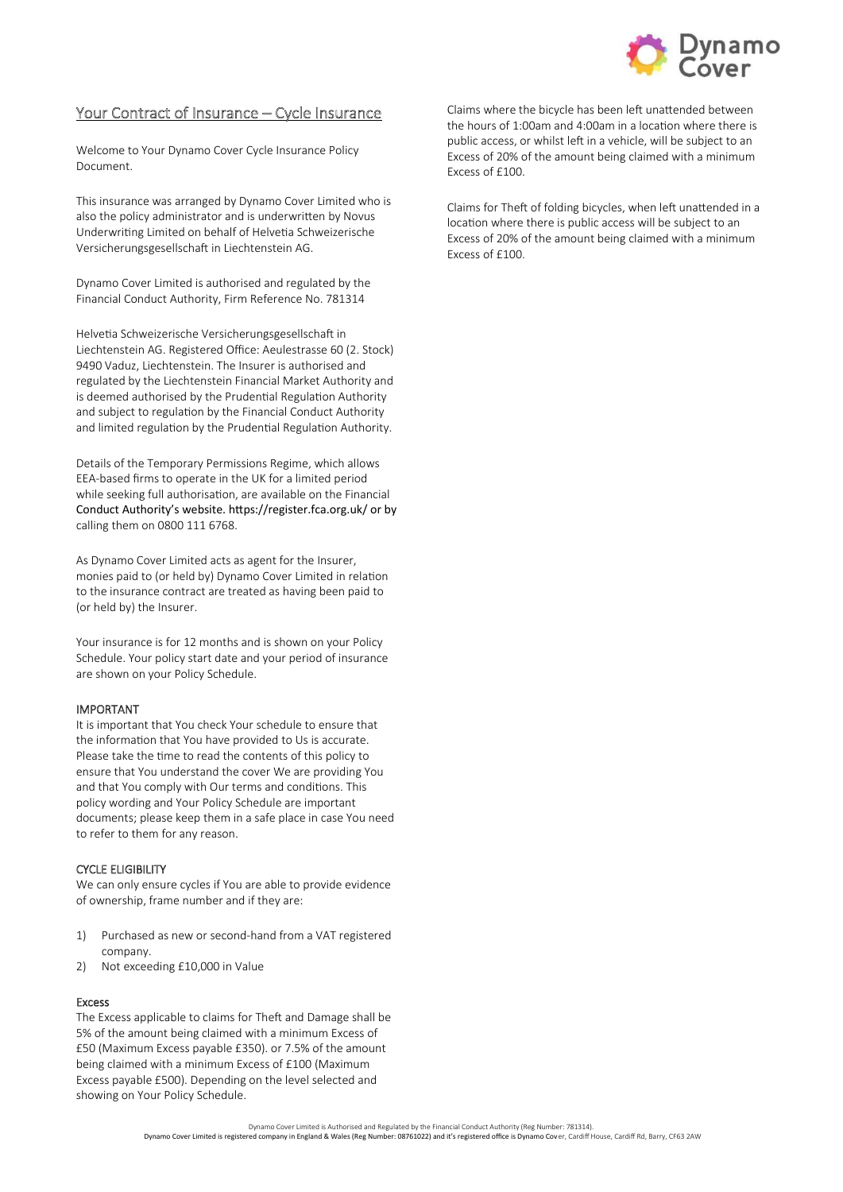## Your Contract of Insurance – Cycle Insurance

Welcome to Your Dynamo Cover Cycle Insurance Policy Document.

This insurance was arranged by Dynamo Cover Limited who is also the policy administrator and is underwritten by Novus Underwriting Limited on behalf of Helvetia Schweizerische Versicherungsgesellschaft in Liechtenstein AG.

Dynamo Cover Limited is authorised and regulated by the Financial Conduct Authority, Firm Reference No. 781314

Helvetia Schweizerische Versicherungsgesellschaft in Liechtenstein AG. Registered Office: Aeulestrasse 60 (2. Stock) 9490 Vaduz, Liechtenstein. The Insurer is authorised and regulated by the Liechtenstein Financial Market Authority and is deemed authorised by the Prudential Regulation Authority and subject to regulation by the Financial Conduct Authority and limited regulation by the Prudential Regulation Authority.

Details of the Temporary Permissions Regime, which allows EEA-based firms to operate in the UK for a limited period while seeking full authorisation, are available on the Financial Conduct Authority's website. https://register.fca.org.uk/ or by calling them on 0800 111 6768.

As Dynamo Cover Limited acts as agent for the Insurer, monies paid to (or held by) Dynamo Cover Limited in relation to the insurance contract are treated as having been paid to (or held by) the Insurer.

Your insurance is for 12 months and is shown on your Policy Schedule. Your policy start date and your period of insurance are shown on your Policy Schedule.

### IMPORTANT

It is important that You check Your schedule to ensure that the information that You have provided to Us is accurate. Please take the time to read the contents of this policy to ensure that You understand the cover We are providing You and that You comply with Our terms and conditions. This policy wording and Your Policy Schedule are important documents; please keep them in a safe place in case You need to refer to them for any reason.

### CYCLE ELIGIBILITY

We can only ensure cycles if You are able to provide evidence of ownership, frame number and if they are:

1) Purchased as new or second-hand from a VAT registered company.
2) Not exceeding £10,000 in Value

### Excess

The Excess applicable to claims for Theft and Damage shall be 5% of the amount being claimed with a minimum Excess of £50 (Maximum Excess payable £350). or 7.5% of the amount being claimed with a minimum Excess of £100 (Maximum Excess payable £500). Depending on the level selected and showing on Your Policy Schedule.

Claims where the bicycle has been left unattended between the hours of 1:00am and 4:00am in a location where there is public access, or whilst left in a vehicle, will be subject to an Excess of 20% of the amount being claimed with a minimum Excess of £100.

Claims for Theft of folding bicycles, when left unattended in a location where there is public access will be subject to an Excess of 20% of the amount being claimed with a minimum Excess of £100.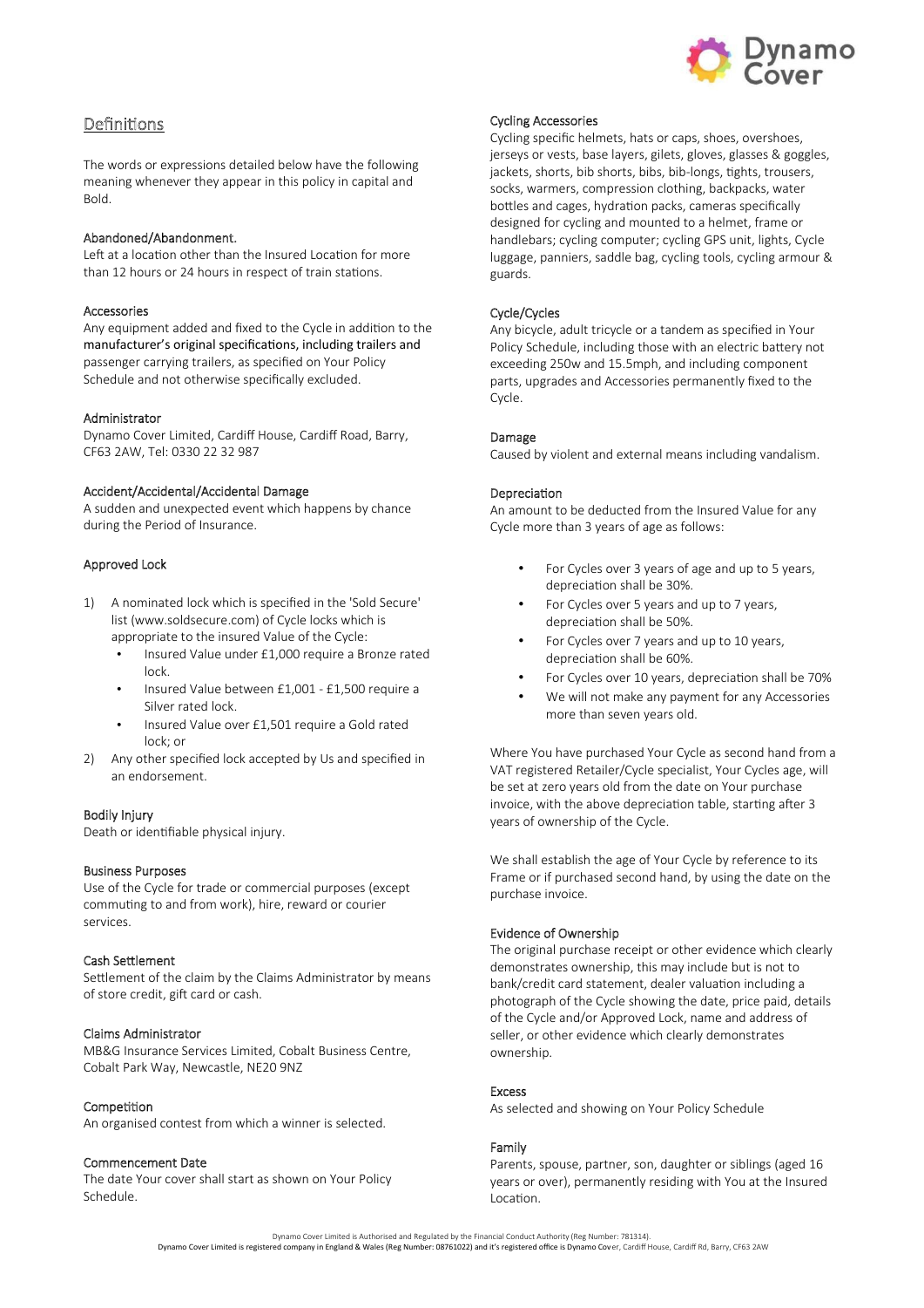## Definitions

The words or expressions detailed below have the following meaning whenever they appear in this policy in capital and Bold.

### Abandoned/Abandonment.

Left at a location other than the Insured Location for more than 12 hours or 24 hours in respect of train stations.

### Accessories

Any equipment added and fixed to the Cycle in addition to the manufacturer's original specifications, including trailers and passenger carrying trailers, as specified on Your Policy Schedule and not otherwise specifically excluded.

### Administrator

Dynamo Cover Limited, Cardiff House, Cardiff Road, Barry, CF63 2AW, Tel: 0330 22 32 987

### Accident/Accidental/Accidental Damage

A sudden and unexpected event which happens by chance during the Period of Insurance.

### Approved Lock

1) A nominated lock which is specified in the 'Sold Secure' list (www.soldsecure.com) of Cycle locks which is appropriate to the insured Value of the Cycle:
   - Insured Value under £1,000 require a Bronze rated lock.
   - Insured Value between £1,001 - £1,500 require a Silver rated lock.
   - Insured Value over £1,501 require a Gold rated lock; or
2) Any other specified lock accepted by Us and specified in an endorsement.

### Bodily Injury

Death or identifiable physical injury.

### Business Purposes

Use of the Cycle for trade or commercial purposes (except commuting to and from work), hire, reward or courier services.

### Cash Settlement

Settlement of the claim by the Claims Administrator by means of store credit, gift card or cash.

### Claims Administrator

MB&G Insurance Services Limited, Cobalt Business Centre, Cobalt Park Way, Newcastle, NE20 9NZ

### Competition

An organised contest from which a winner is selected.

### Commencement Date

The date Your cover shall start as shown on Your Policy Schedule.

### Cycling Accessories

Cycling specific helmets, hats or caps, shoes, overshoes, jerseys or vests, base layers, gilets, gloves, glasses & goggles, jackets, shorts, bib shorts, bibs, bib-longs, tights, trousers, socks, warmers, compression clothing, backpacks, water bottles and cages, hydration packs, cameras specifically designed for cycling and mounted to a helmet, frame or handlebars; cycling computer; cycling GPS unit, lights, Cycle luggage, panniers, saddle bag, cycling tools, cycling armour & guards.

### Cycle/Cycles

Any bicycle, adult tricycle or a tandem as specified in Your Policy Schedule, including those with an electric battery not exceeding 250w and 15.5mph, and including component parts, upgrades and Accessories permanently fixed to the Cycle.

### Damage

Caused by violent and external means including vandalism.

### Depreciation

An amount to be deducted from the Insured Value for any Cycle more than 3 years of age as follows:

- For Cycles over 3 years of age and up to 5 years, depreciation shall be 30%.
- For Cycles over 5 years and up to 7 years, depreciation shall be 50%.
- For Cycles over 7 years and up to 10 years, depreciation shall be 60%.
- For Cycles over 10 years, depreciation shall be 70%
- We will not make any payment for any Accessories more than seven years old.

Where You have purchased Your Cycle as second hand from a VAT registered Retailer/Cycle specialist, Your Cycles age, will be set at zero years old from the date on Your purchase invoice, with the above depreciation table, starting after 3 years of ownership of the Cycle.

We shall establish the age of Your Cycle by reference to its Frame or if purchased second hand, by using the date on the purchase invoice.

### Evidence of Ownership

The original purchase receipt or other evidence which clearly demonstrates ownership, this may include but is not to bank/credit card statement, dealer valuation including a photograph of the Cycle showing the date, price paid, details of the Cycle and/or Approved Lock, name and address of seller, or other evidence which clearly demonstrates ownership.

### Excess

As selected and showing on Your Policy Schedule

### Family

Parents, spouse, partner, son, daughter or siblings (aged 16 years or over), permanently residing with You at the Insured Location.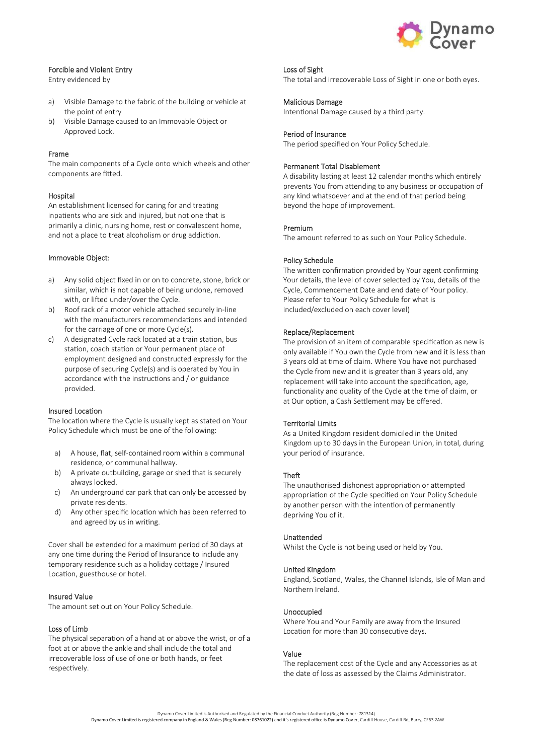### Forcible and Violent Entry

Entry evidenced by

a) Visible Damage to the fabric of the building or vehicle at the point of entry
b) Visible Damage caused to an Immovable Object or Approved Lock.

### Frame

The main components of a Cycle onto which wheels and other components are fitted.

### Hospital

An establishment licensed for caring for and treating inpatients who are sick and injured, but not one that is primarily a clinic, nursing home, rest or convalescent home, and not a place to treat alcoholism or drug addiction.

### Immovable Object:

a) Any solid object fixed in or on to concrete, stone, brick or similar, which is not capable of being undone, removed with, or lifted under/over the Cycle.
b) Roof rack of a motor vehicle attached securely in-line with the manufacturers recommendations and intended for the carriage of one or more Cycle(s).
c) A designated Cycle rack located at a train station, bus station, coach station or Your permanent place of employment designed and constructed expressly for the purpose of securing Cycle(s) and is operated by You in accordance with the instructions and / or guidance provided.

### Insured Location

The location where the Cycle is usually kept as stated on Your Policy Schedule which must be one of the following:

a) A house, flat, self-contained room within a communal residence, or communal hallway.
b) A private outbuilding, garage or shed that is securely always locked.
c) An underground car park that can only be accessed by private residents.
d) Any other specific location which has been referred to and agreed by us in writing.

Cover shall be extended for a maximum period of 30 days at any one time during the Period of Insurance to include any temporary residence such as a holiday cottage / Insured Location, guesthouse or hotel.

### Insured Value

The amount set out on Your Policy Schedule.

### Loss of Limb

The physical separation of a hand at or above the wrist, or of a foot at or above the ankle and shall include the total and irrecoverable loss of use of one or both hands, or feet respectively.

### Loss of Sight

The total and irrecoverable Loss of Sight in one or both eyes.

### Malicious Damage

Intentional Damage caused by a third party.

### Period of Insurance

The period specified on Your Policy Schedule.

### Permanent Total Disablement

A disability lasting at least 12 calendar months which entirely prevents You from attending to any business or occupation of any kind whatsoever and at the end of that period being beyond the hope of improvement.

### Premium

The amount referred to as such on Your Policy Schedule.

### Policy Schedule

The written confirmation provided by Your agent confirming Your details, the level of cover selected by You, details of the Cycle, Commencement Date and end date of Your policy. Please refer to Your Policy Schedule for what is included/excluded on each cover level)

### Replace/Replacement

The provision of an item of comparable specification as new is only available if You own the Cycle from new and it is less than 3 years old at time of claim. Where You have not purchased the Cycle from new and it is greater than 3 years old, any replacement will take into account the specification, age, functionality and quality of the Cycle at the time of claim, or at Our option, a Cash Settlement may be offered.

### Territorial Limits

As a United Kingdom resident domiciled in the United Kingdom up to 30 days in the European Union, in total, during your period of insurance.

### Theft

The unauthorised dishonest appropriation or attempted appropriation of the Cycle specified on Your Policy Schedule by another person with the intention of permanently depriving You of it.

### Unattended

Whilst the Cycle is not being used or held by You.

### United Kingdom

England, Scotland, Wales, the Channel Islands, Isle of Man and Northern Ireland.

### Unoccupied

Where You and Your Family are away from the Insured Location for more than 30 consecutive days.

### Value

The replacement cost of the Cycle and any Accessories as at the date of loss as assessed by the Claims Administrator.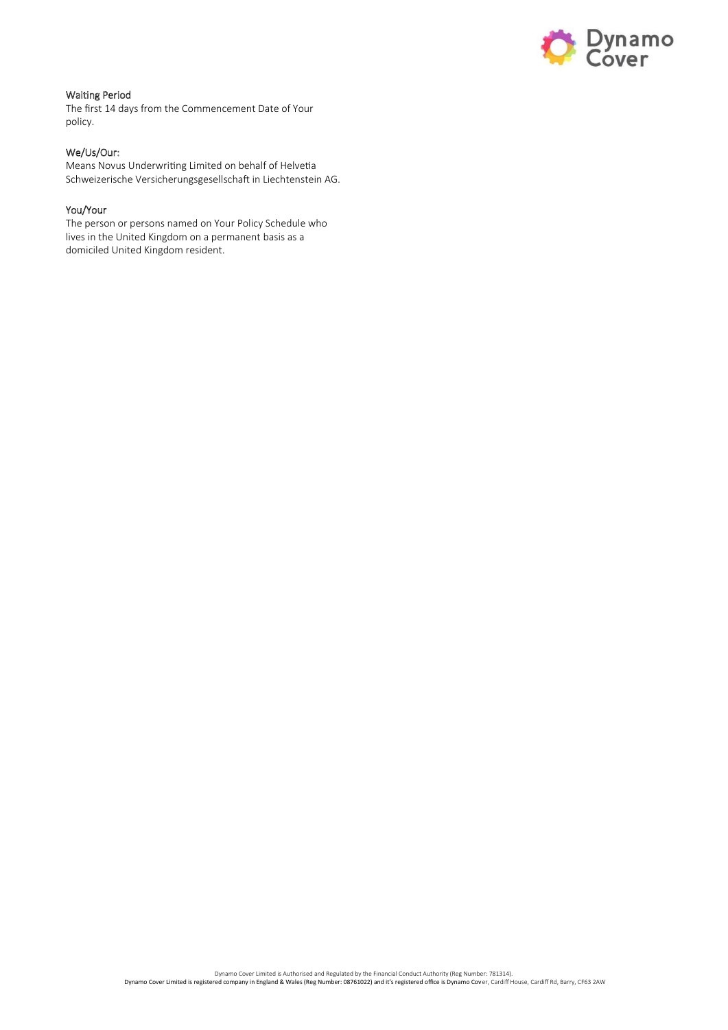### Waiting Period

The first 14 days from the Commencement Date of Your policy.

### We/Us/Our:

Means Novus Underwriting Limited on behalf of Helvetia Schweizerische Versicherungsgesellschaft in Liechtenstein AG.

### You/Your

The person or persons named on Your Policy Schedule who lives in the United Kingdom on a permanent basis as a domiciled United Kingdom resident.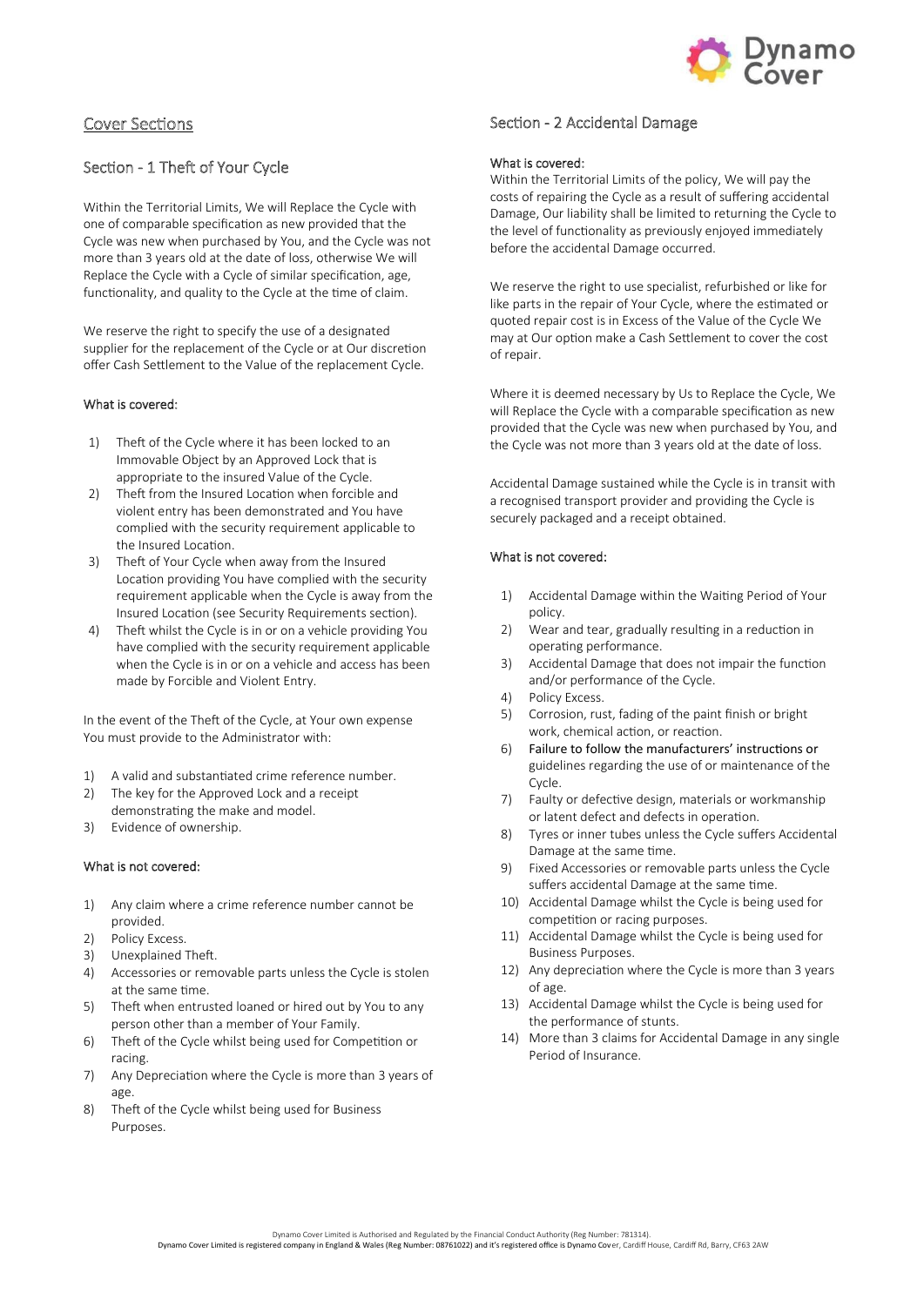## Cover Sections

### Section - 1 Theft of Your Cycle

Within the Territorial Limits, We will Replace the Cycle with one of comparable specification as new provided that the Cycle was new when purchased by You, and the Cycle was not more than 3 years old at the date of loss, otherwise We will Replace the Cycle with a Cycle of similar specification, age, functionality, and quality to the Cycle at the time of claim.

We reserve the right to specify the use of a designated supplier for the replacement of the Cycle or at Our discretion offer Cash Settlement to the Value of the replacement Cycle.

#### What is covered:

1) Theft of the Cycle where it has been locked to an Immovable Object by an Approved Lock that is appropriate to the insured Value of the Cycle.
2) Theft from the Insured Location when forcible and violent entry has been demonstrated and You have complied with the security requirement applicable to the Insured Location.
3) Theft of Your Cycle when away from the Insured Location providing You have complied with the security requirement applicable when the Cycle is away from the Insured Location (see Security Requirements section).
4) Theft whilst the Cycle is in or on a vehicle providing You have complied with the security requirement applicable when the Cycle is in or on a vehicle and access has been made by Forcible and Violent Entry.

In the event of the Theft of the Cycle, at Your own expense You must provide to the Administrator with:

1) A valid and substantiated crime reference number.
2) The key for the Approved Lock and a receipt demonstrating the make and model.
3) Evidence of ownership.

#### What is not covered:

1) Any claim where a crime reference number cannot be provided.
2) Policy Excess.
3) Unexplained Theft.
4) Accessories or removable parts unless the Cycle is stolen at the same time.
5) Theft when entrusted loaned or hired out by You to any person other than a member of Your Family.
6) Theft of the Cycle whilst being used for Competition or racing.
7) Any Depreciation where the Cycle is more than 3 years of age.
8) Theft of the Cycle whilst being used for Business Purposes.

### Section - 2 Accidental Damage

#### What is covered:

Within the Territorial Limits of the policy, We will pay the costs of repairing the Cycle as a result of suffering accidental Damage, Our liability shall be limited to returning the Cycle to the level of functionality as previously enjoyed immediately before the accidental Damage occurred.

We reserve the right to use specialist, refurbished or like for like parts in the repair of Your Cycle, where the estimated or quoted repair cost is in Excess of the Value of the Cycle We may at Our option make a Cash Settlement to cover the cost of repair.

Where it is deemed necessary by Us to Replace the Cycle, We will Replace the Cycle with a comparable specification as new provided that the Cycle was new when purchased by You, and the Cycle was not more than 3 years old at the date of loss.

Accidental Damage sustained while the Cycle is in transit with a recognised transport provider and providing the Cycle is securely packaged and a receipt obtained.

#### What is not covered:

1) Accidental Damage within the Waiting Period of Your policy.
2) Wear and tear, gradually resulting in a reduction in operating performance.
3) Accidental Damage that does not impair the function and/or performance of the Cycle.
4) Policy Excess.
5) Corrosion, rust, fading of the paint finish or bright work, chemical action, or reaction.
6) Failure to follow the manufacturers' instructions or guidelines regarding the use of or maintenance of the Cycle.
7) Faulty or defective design, materials or workmanship or latent defect and defects in operation.
8) Tyres or inner tubes unless the Cycle suffers Accidental Damage at the same time.
9) Fixed Accessories or removable parts unless the Cycle suffers accidental Damage at the same time.
10) Accidental Damage whilst the Cycle is being used for competition or racing purposes.
11) Accidental Damage whilst the Cycle is being used for Business Purposes.
12) Any depreciation where the Cycle is more than 3 years of age.
13) Accidental Damage whilst the Cycle is being used for the performance of stunts.
14) More than 3 claims for Accidental Damage in any single Period of Insurance.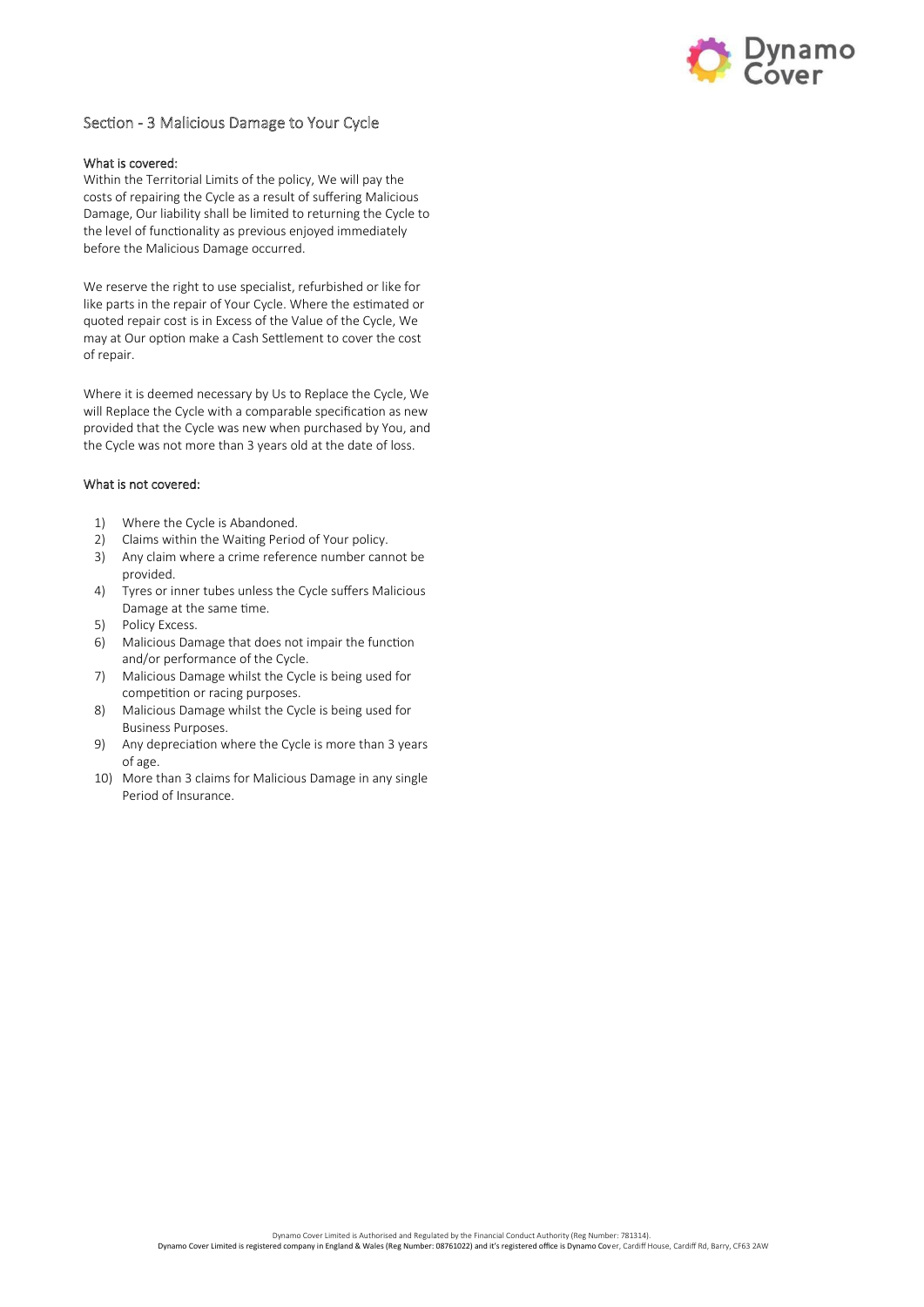## Section - 3 Malicious Damage to Your Cycle

### What is covered:

Within the Territorial Limits of the policy, We will pay the costs of repairing the Cycle as a result of suffering Malicious Damage, Our liability shall be limited to returning the Cycle to the level of functionality as previous enjoyed immediately before the Malicious Damage occurred.

We reserve the right to use specialist, refurbished or like for like parts in the repair of Your Cycle. Where the estimated or quoted repair cost is in Excess of the Value of the Cycle, We may at Our option make a Cash Settlement to cover the cost of repair.

Where it is deemed necessary by Us to Replace the Cycle, We will Replace the Cycle with a comparable specification as new provided that the Cycle was new when purchased by You, and the Cycle was not more than 3 years old at the date of loss.

### What is not covered:

1) Where the Cycle is Abandoned.
2) Claims within the Waiting Period of Your policy.
3) Any claim where a crime reference number cannot be provided.
4) Tyres or inner tubes unless the Cycle suffers Malicious Damage at the same time.
5) Policy Excess.
6) Malicious Damage that does not impair the function and/or performance of the Cycle.
7) Malicious Damage whilst the Cycle is being used for competition or racing purposes.
8) Malicious Damage whilst the Cycle is being used for Business Purposes.
9) Any depreciation where the Cycle is more than 3 years of age.
10) More than 3 claims for Malicious Damage in any single Period of Insurance.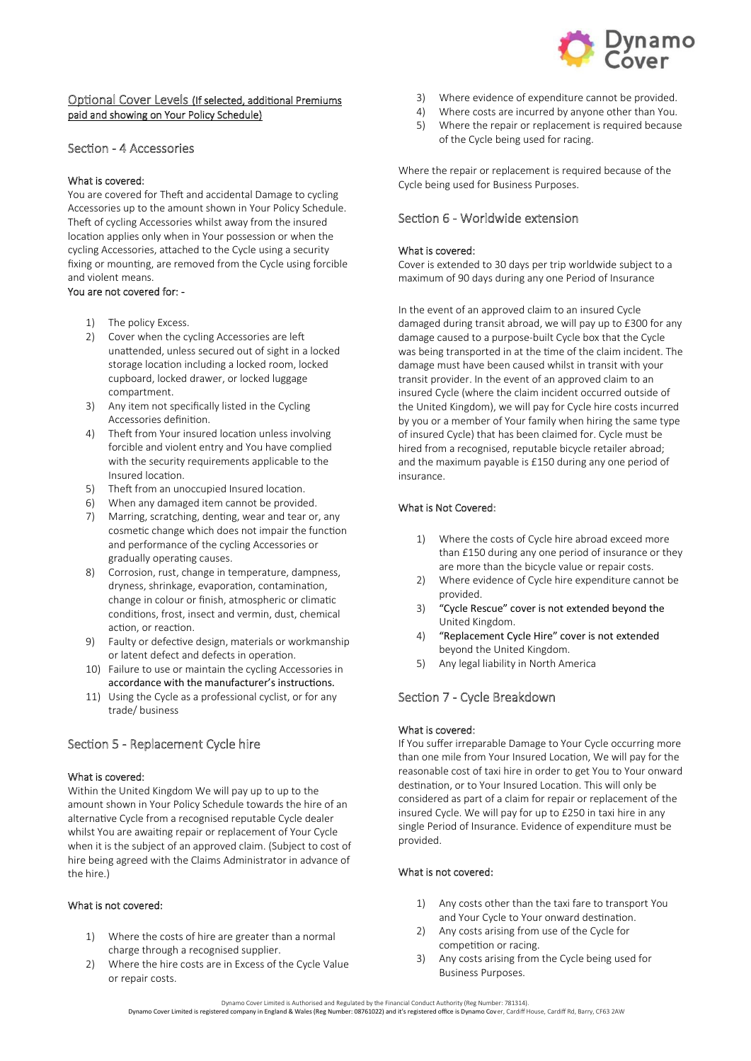## Optional Cover Levels (If selected, additional Premiums paid and showing on Your Policy Schedule)

### Section - 4 Accessories

**What is covered:**

You are covered for Theft and accidental Damage to cycling Accessories up to the amount shown in Your Policy Schedule. Theft of cycling Accessories whilst away from the insured location applies only when in Your possession or when the cycling Accessories, attached to the Cycle using a security fixing or mounting, are removed from the Cycle using forcible and violent means.

**You are not covered for: -**

1) The policy Excess.
2) Cover when the cycling Accessories are left unattended, unless secured out of sight in a locked storage location including a locked room, locked cupboard, locked drawer, or locked luggage compartment.
3) Any item not specifically listed in the Cycling Accessories definition.
4) Theft from Your insured location unless involving forcible and violent entry and You have complied with the security requirements applicable to the Insured location.
5) Theft from an unoccupied Insured location.
6) When any damaged item cannot be provided.
7) Marring, scratching, denting, wear and tear or, any cosmetic change which does not impair the function and performance of the cycling Accessories or gradually operating causes.
8) Corrosion, rust, change in temperature, dampness, dryness, shrinkage, evaporation, contamination, change in colour or finish, atmospheric or climatic conditions, frost, insect and vermin, dust, chemical action, or reaction.
9) Faulty or defective design, materials or workmanship or latent defect and defects in operation.
10) Failure to use or maintain the cycling Accessories in accordance with the manufacturer's instructions.
11) Using the Cycle as a professional cyclist, or for any trade/ business

### Section 5 - Replacement Cycle hire

**What is covered:**

Within the United Kingdom We will pay up to up to the amount shown in Your Policy Schedule towards the hire of an alternative Cycle from a recognised reputable Cycle dealer whilst You are awaiting repair or replacement of Your Cycle when it is the subject of an approved claim. (Subject to cost of hire being agreed with the Claims Administrator in advance of the hire.)

**What is not covered:**

1) Where the costs of hire are greater than a normal charge through a recognised supplier.
2) Where the hire costs are in Excess of the Cycle Value or repair costs.
3) Where evidence of expenditure cannot be provided.
4) Where costs are incurred by anyone other than You.
5) Where the repair or replacement is required because of the Cycle being used for racing.

Where the repair or replacement is required because of the Cycle being used for Business Purposes.

### Section 6 - Worldwide extension

**What is covered:**

Cover is extended to 30 days per trip worldwide subject to a maximum of 90 days during any one Period of Insurance

In the event of an approved claim to an insured Cycle damaged during transit abroad, we will pay up to £300 for any damage caused to a purpose-built Cycle box that the Cycle was being transported in at the time of the claim incident. The damage must have been caused whilst in transit with your transit provider. In the event of an approved claim to an insured Cycle (where the claim incident occurred outside of the United Kingdom), we will pay for Cycle hire costs incurred by you or a member of Your family when hiring the same type of insured Cycle) that has been claimed for. Cycle must be hired from a recognised, reputable bicycle retailer abroad; and the maximum payable is £150 during any one period of insurance.

**What is Not Covered:**

1) Where the costs of Cycle hire abroad exceed more than £150 during any one period of insurance or they are more than the bicycle value or repair costs.
2) Where evidence of Cycle hire expenditure cannot be provided.
3) "Cycle Rescue" cover is not extended beyond the United Kingdom.
4) "Replacement Cycle Hire" cover is not extended beyond the United Kingdom.
5) Any legal liability in North America

### Section 7 - Cycle Breakdown

**What is covered:**

If You suffer irreparable Damage to Your Cycle occurring more than one mile from Your Insured Location, We will pay for the reasonable cost of taxi hire in order to get You to Your onward destination, or to Your Insured Location. This will only be considered as part of a claim for repair or replacement of the insured Cycle. We will pay for up to £250 in taxi hire in any single Period of Insurance. Evidence of expenditure must be provided.

**What is not covered:**

1) Any costs other than the taxi fare to transport You and Your Cycle to Your onward destination.
2) Any costs arising from use of the Cycle for competition or racing.
3) Any costs arising from the Cycle being used for Business Purposes.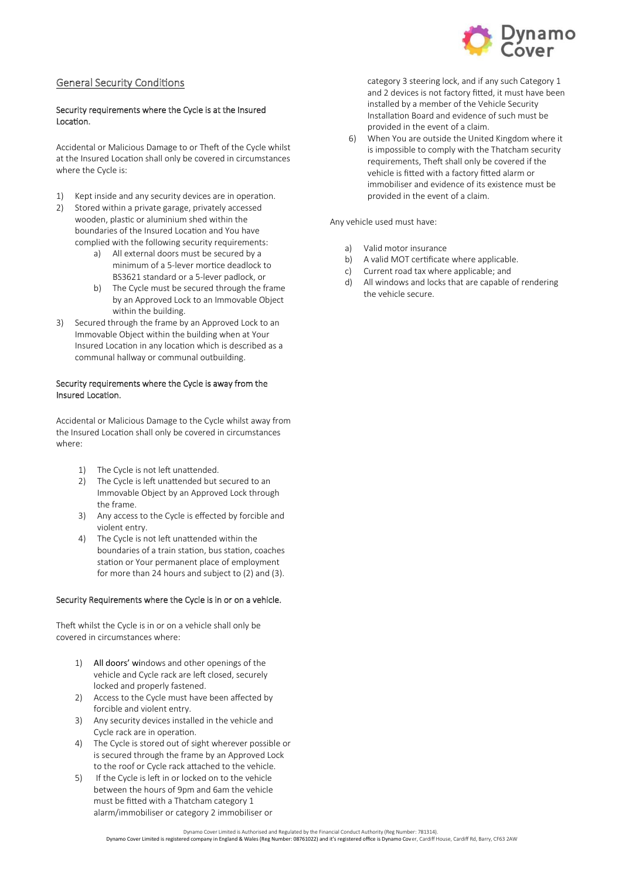## General Security Conditions

### Security requirements where the Cycle is at the Insured Location.

Accidental or Malicious Damage to or Theft of the Cycle whilst at the Insured Location shall only be covered in circumstances where the Cycle is:

1) Kept inside and any security devices are in operation.
2) Stored within a private garage, privately accessed wooden, plastic or aluminium shed within the boundaries of the Insured Location and You have complied with the following security requirements:
    a) All external doors must be secured by a minimum of a 5-lever mortice deadlock to BS3621 standard or a 5-lever padlock, or
    b) The Cycle must be secured through the frame by an Approved Lock to an Immovable Object within the building.
3) Secured through the frame by an Approved Lock to an Immovable Object within the building when at Your Insured Location in any location which is described as a communal hallway or communal outbuilding.

### Security requirements where the Cycle is away from the Insured Location.

Accidental or Malicious Damage to the Cycle whilst away from the Insured Location shall only be covered in circumstances where:

1) The Cycle is not left unattended.
2) The Cycle is left unattended but secured to an Immovable Object by an Approved Lock through the frame.
3) Any access to the Cycle is effected by forcible and violent entry.
4) The Cycle is not left unattended within the boundaries of a train station, bus station, coaches station or Your permanent place of employment for more than 24 hours and subject to (2) and (3).

### Security Requirements where the Cycle is in or on a vehicle.

Theft whilst the Cycle is in or on a vehicle shall only be covered in circumstances where:

1) All doors' windows and other openings of the vehicle and Cycle rack are left closed, securely locked and properly fastened.
2) Access to the Cycle must have been affected by forcible and violent entry.
3) Any security devices installed in the vehicle and Cycle rack are in operation.
4) The Cycle is stored out of sight wherever possible or is secured through the frame by an Approved Lock to the roof or Cycle rack attached to the vehicle.
5) If the Cycle is left in or locked on to the vehicle between the hours of 9pm and 6am the vehicle must be fitted with a Thatcham category 1 alarm/immobiliser or category 2 immobiliser or category 3 steering lock, and if any such Category 1 and 2 devices is not factory fitted, it must have been installed by a member of the Vehicle Security Installation Board and evidence of such must be provided in the event of a claim.
6) When You are outside the United Kingdom where it is impossible to comply with the Thatcham security requirements, Theft shall only be covered if the vehicle is fitted with a factory fitted alarm or immobiliser and evidence of its existence must be provided in the event of a claim.

Any vehicle used must have:

a) Valid motor insurance
b) A valid MOT certificate where applicable.
c) Current road tax where applicable; and
d) All windows and locks that are capable of rendering the vehicle secure.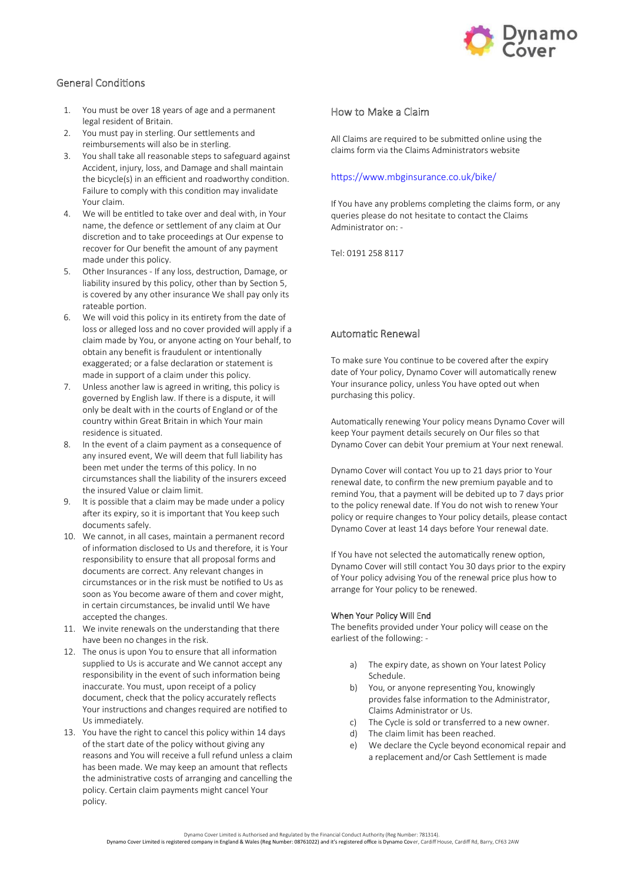## General Conditions

1. You must be over 18 years of age and a permanent legal resident of Britain.
2. You must pay in sterling. Our settlements and reimbursements will also be in sterling.
3. You shall take all reasonable steps to safeguard against Accident, injury, loss, and Damage and shall maintain the bicycle(s) in an efficient and roadworthy condition. Failure to comply with this condition may invalidate Your claim.
4. We will be entitled to take over and deal with, in Your name, the defence or settlement of any claim at Our discretion and to take proceedings at Our expense to recover for Our benefit the amount of any payment made under this policy.
5. Other Insurances - If any loss, destruction, Damage, or liability insured by this policy, other than by Section 5, is covered by any other insurance We shall pay only its rateable portion.
6. We will void this policy in its entirety from the date of loss or alleged loss and no cover provided will apply if a claim made by You, or anyone acting on Your behalf, to obtain any benefit is fraudulent or intentionally exaggerated; or a false declaration or statement is made in support of a claim under this policy.
7. Unless another law is agreed in writing, this policy is governed by English law. If there is a dispute, it will only be dealt with in the courts of England or of the country within Great Britain in which Your main residence is situated.
8. In the event of a claim payment as a consequence of any insured event, We will deem that full liability has been met under the terms of this policy. In no circumstances shall the liability of the insurers exceed the insured Value or claim limit.
9. It is possible that a claim may be made under a policy after its expiry, so it is important that You keep such documents safely.
10. We cannot, in all cases, maintain a permanent record of information disclosed to Us and therefore, it is Your responsibility to ensure that all proposal forms and documents are correct. Any relevant changes in circumstances or in the risk must be notified to Us as soon as You become aware of them and cover might, in certain circumstances, be invalid until We have accepted the changes.
11. We invite renewals on the understanding that there have been no changes in the risk.
12. The onus is upon You to ensure that all information supplied to Us is accurate and We cannot accept any responsibility in the event of such information being inaccurate. You must, upon receipt of a policy document, check that the policy accurately reflects Your instructions and changes required are notified to Us immediately.
13. You have the right to cancel this policy within 14 days of the start date of the policy without giving any reasons and You will receive a full refund unless a claim has been made. We may keep an amount that reflects the administrative costs of arranging and cancelling the policy. Certain claim payments might cancel Your policy.

## How to Make a Claim

All Claims are required to be submitted online using the claims form via the Claims Administrators website

https://www.mbginsurance.co.uk/bike/

If You have any problems completing the claims form, or any queries please do not hesitate to contact the Claims Administrator on: -

Tel: 0191 258 8117

## Automatic Renewal

To make sure You continue to be covered after the expiry date of Your policy, Dynamo Cover will automatically renew Your insurance policy, unless You have opted out when purchasing this policy.

Automatically renewing Your policy means Dynamo Cover will keep Your payment details securely on Our files so that Dynamo Cover can debit Your premium at Your next renewal.

Dynamo Cover will contact You up to 21 days prior to Your renewal date, to confirm the new premium payable and to remind You, that a payment will be debited up to 7 days prior to the policy renewal date. If You do not wish to renew Your policy or require changes to Your policy details, please contact Dynamo Cover at least 14 days before Your renewal date.

If You have not selected the automatically renew option, Dynamo Cover will still contact You 30 days prior to the expiry of Your policy advising You of the renewal price plus how to arrange for Your policy to be renewed.

### When Your Policy Will End

The benefits provided under Your policy will cease on the earliest of the following: -

a) The expiry date, as shown on Your latest Policy Schedule.
b) You, or anyone representing You, knowingly provides false information to the Administrator, Claims Administrator or Us.
c) The Cycle is sold or transferred to a new owner.
d) The claim limit has been reached.
e) We declare the Cycle beyond economical repair and a replacement and/or Cash Settlement is made

Dynamo Cover Limited is Authorised and Regulated by the Financial Conduct Authority (Reg Number: 781314).
Dynamo Cover Limited is registered company in England & Wales (Reg Number: 08761022) and it's registered office is Dynamo Cover, Cardiff House, Cardiff Rd, Barry, CF63 2AW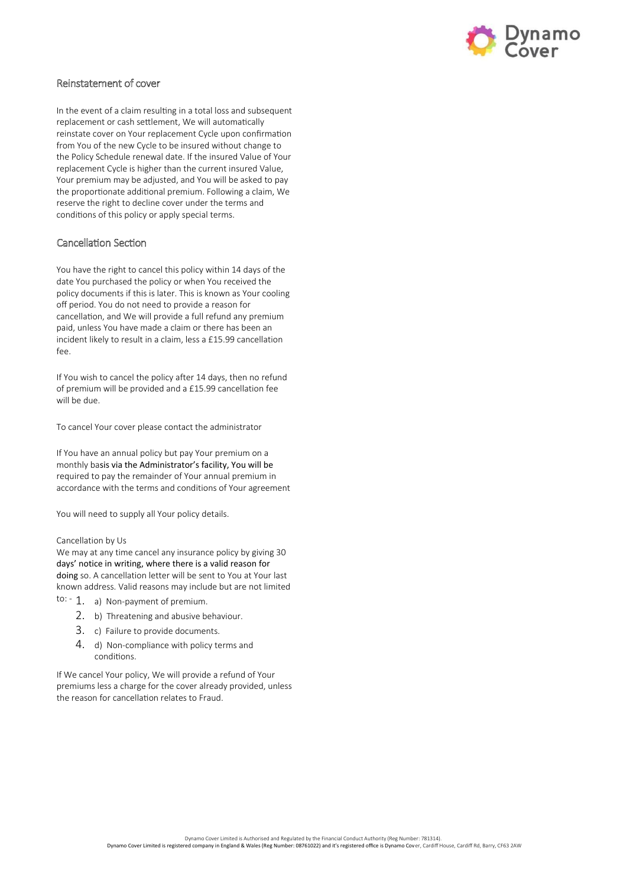## Reinstatement of cover

In the event of a claim resulting in a total loss and subsequent replacement or cash settlement, We will automatically reinstate cover on Your replacement Cycle upon confirmation from You of the new Cycle to be insured without change to the Policy Schedule renewal date. If the insured Value of Your replacement Cycle is higher than the current insured Value, Your premium may be adjusted, and You will be asked to pay the proportionate additional premium. Following a claim, We reserve the right to decline cover under the terms and conditions of this policy or apply special terms.

## Cancellation Section

You have the right to cancel this policy within 14 days of the date You purchased the policy or when You received the policy documents if this is later. This is known as Your cooling off period. You do not need to provide a reason for cancellation, and We will provide a full refund any premium paid, unless You have made a claim or there has been an incident likely to result in a claim, less a £15.99 cancellation fee.

If You wish to cancel the policy after 14 days, then no refund of premium will be provided and a £15.99 cancellation fee will be due.

To cancel Your cover please contact the administrator

If You have an annual policy but pay Your premium on a monthly basis via the Administrator's facility, You will be required to pay the remainder of Your annual premium in accordance with the terms and conditions of Your agreement

You will need to supply all Your policy details.

Cancellation by Us

We may at any time cancel any insurance policy by giving 30 days' notice in writing, where there is a valid reason for doing so. A cancellation letter will be sent to You at Your last known address. Valid reasons may include but are not limited to: -

1. a) Non-payment of premium.
2. b) Threatening and abusive behaviour.
3. c) Failure to provide documents.
4. d) Non-compliance with policy terms and conditions.

If We cancel Your policy, We will provide a refund of Your premiums less a charge for the cover already provided, unless the reason for cancellation relates to Fraud.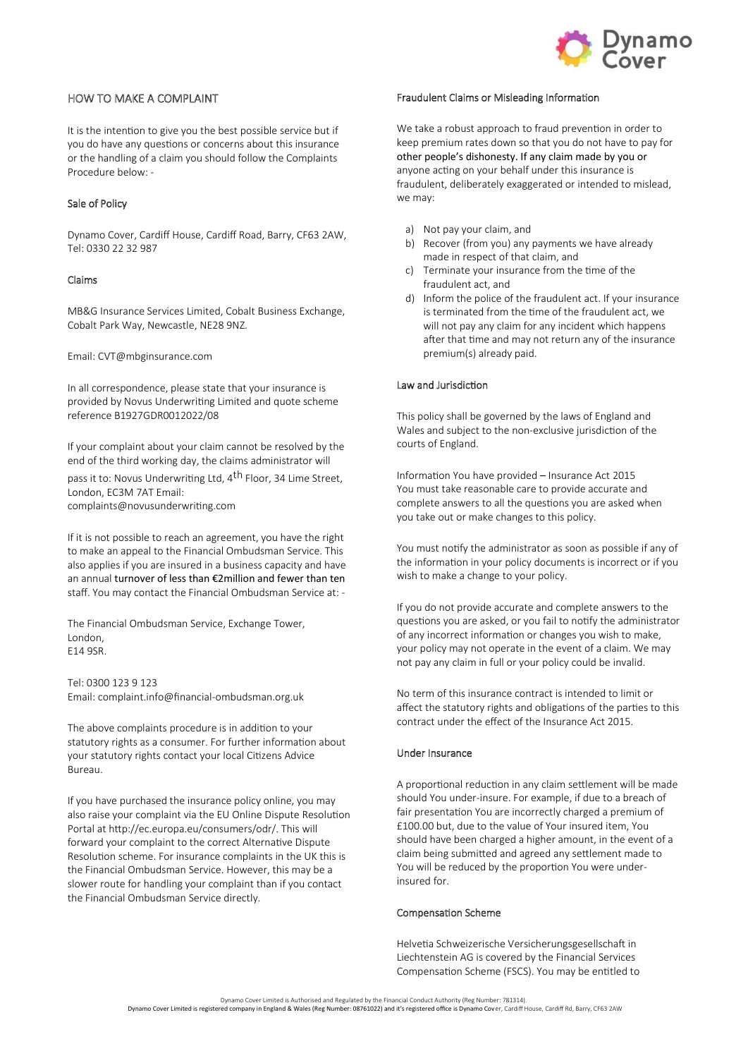## HOW TO MAKE A COMPLAINT

It is the intention to give you the best possible service but if you do have any questions or concerns about this insurance or the handling of a claim you should follow the Complaints Procedure below: -

### Sale of Policy

Dynamo Cover, Cardiff House, Cardiff Road, Barry, CF63 2AW, Tel: 0330 22 32 987

### Claims

MB&G Insurance Services Limited, Cobalt Business Exchange, Cobalt Park Way, Newcastle, NE28 9NZ.

Email: CVT@mbginsurance.com

In all correspondence, please state that your insurance is provided by Novus Underwriting Limited and quote scheme reference B1927GDR0012022/08

If your complaint about your claim cannot be resolved by the end of the third working day, the claims administrator will pass it to: Novus Underwriting Ltd, 4th Floor, 34 Lime Street, London, EC3M 7AT Email: complaints@novusunderwriting.com

If it is not possible to reach an agreement, you have the right to make an appeal to the Financial Ombudsman Service. This also applies if you are insured in a business capacity and have an annual turnover of less than €2million and fewer than ten staff. You may contact the Financial Ombudsman Service at: -

The Financial Ombudsman Service, Exchange Tower,
London,
E14 9SR.

Tel: 0300 123 9 123
Email: complaint.info@financial-ombudsman.org.uk

The above complaints procedure is in addition to your statutory rights as a consumer. For further information about your statutory rights contact your local Citizens Advice Bureau.

If you have purchased the insurance policy online, you may also raise your complaint via the EU Online Dispute Resolution Portal at http://ec.europa.eu/consumers/odr/. This will forward your complaint to the correct Alternative Dispute Resolution scheme. For insurance complaints in the UK this is the Financial Ombudsman Service. However, this may be a slower route for handling your complaint than if you contact the Financial Ombudsman Service directly.

### Fraudulent Claims or Misleading Information

We take a robust approach to fraud prevention in order to keep premium rates down so that you do not have to pay for other people's dishonesty. If any claim made by you or anyone acting on your behalf under this insurance is fraudulent, deliberately exaggerated or intended to mislead, we may:

a) Not pay your claim, and
b) Recover (from you) any payments we have already made in respect of that claim, and
c) Terminate your insurance from the time of the fraudulent act, and
d) Inform the police of the fraudulent act. If your insurance is terminated from the time of the fraudulent act, we will not pay any claim for any incident which happens after that time and may not return any of the insurance premium(s) already paid.

### Law and Jurisdiction

This policy shall be governed by the laws of England and Wales and subject to the non-exclusive jurisdiction of the courts of England.

Information You have provided – Insurance Act 2015
You must take reasonable care to provide accurate and complete answers to all the questions you are asked when you take out or make changes to this policy.

You must notify the administrator as soon as possible if any of the information in your policy documents is incorrect or if you wish to make a change to your policy.

If you do not provide accurate and complete answers to the questions you are asked, or you fail to notify the administrator of any incorrect information or changes you wish to make, your policy may not operate in the event of a claim. We may not pay any claim in full or your policy could be invalid.

No term of this insurance contract is intended to limit or affect the statutory rights and obligations of the parties to this contract under the effect of the Insurance Act 2015.

### Under Insurance

A proportional reduction in any claim settlement will be made should You under-insure. For example, if due to a breach of fair presentation You are incorrectly charged a premium of £100.00 but, due to the value of Your insured item, You should have been charged a higher amount, in the event of a claim being submitted and agreed any settlement made to You will be reduced by the proportion You were under-insured for.

### Compensation Scheme

Helvetia Schweizerische Versicherungsgesellschaft in Liechtenstein AG is covered by the Financial Services Compensation Scheme (FSCS). You may be entitled to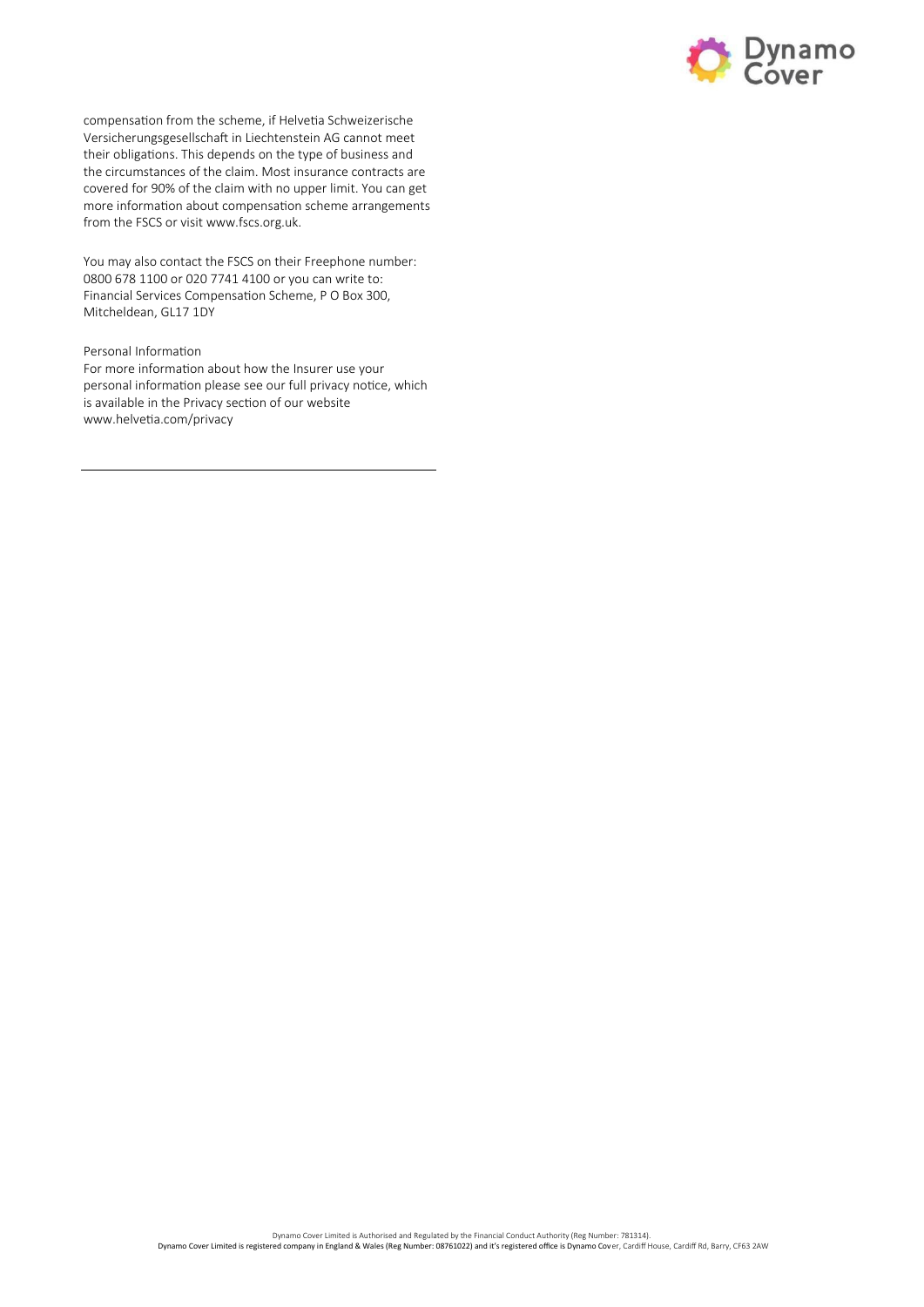compensation from the scheme, if Helvetia Schweizerische Versicherungsgesellschaft in Liechtenstein AG cannot meet their obligations. This depends on the type of business and the circumstances of the claim. Most insurance contracts are covered for 90% of the claim with no upper limit. You can get more information about compensation scheme arrangements from the FSCS or visit www.fscs.org.uk.

You may also contact the FSCS on their Freephone number: 0800 678 1100 or 020 7741 4100 or you can write to: Financial Services Compensation Scheme, P O Box 300, Mitcheldean, GL17 1DY

Personal Information

For more information about how the Insurer use your personal information please see our full privacy notice, which is available in the Privacy section of our website www.helvetia.com/privacy

---

Dynamo Cover Limited is Authorised and Regulated by the Financial Conduct Authority (Reg Number: 781314).
Dynamo Cover Limited is registered company in England & Wales (Reg Number: 08761022) and it's registered office is Dynamo Cover, Cardiff House, Cardiff Rd, Barry, CF63 2AW